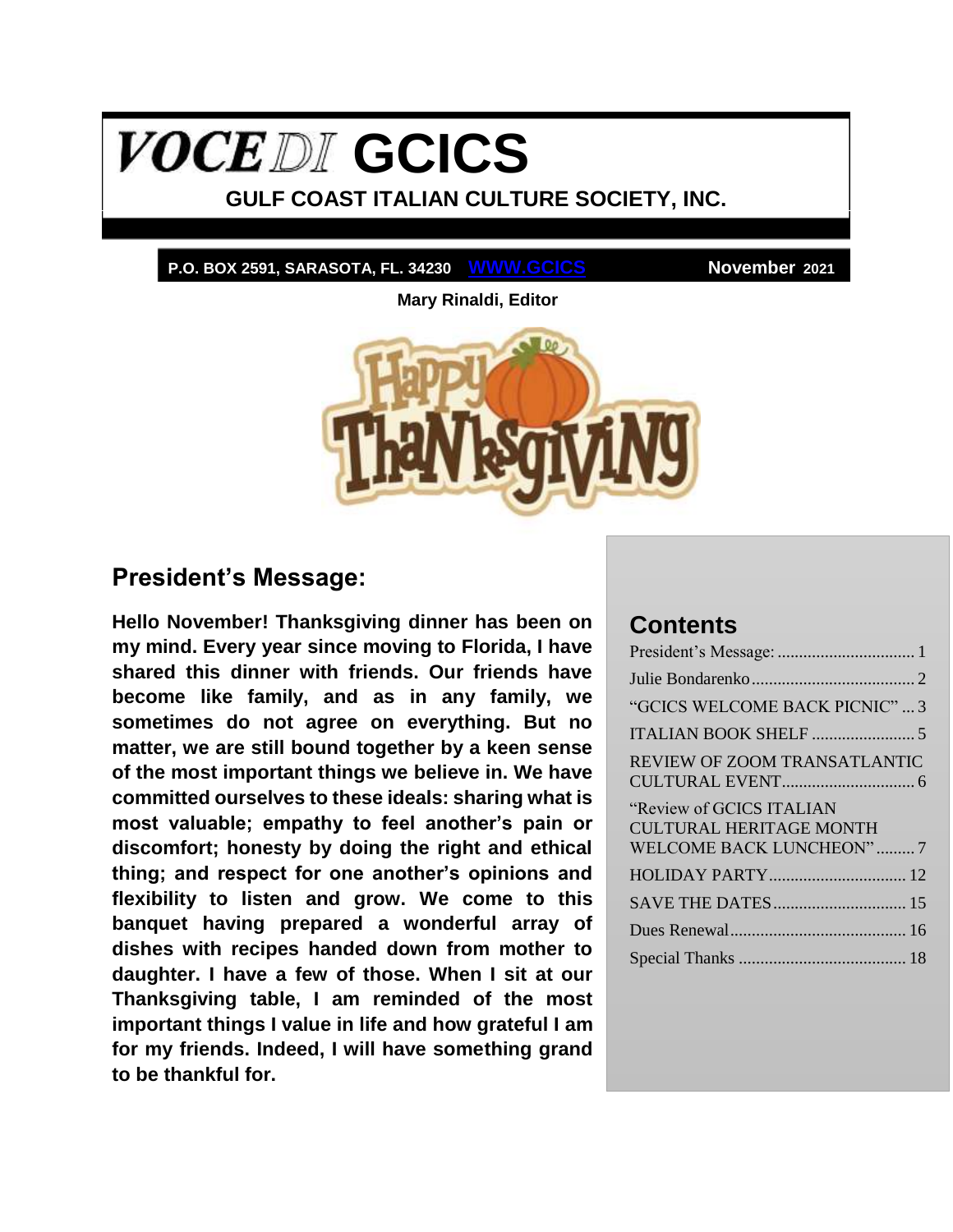# *VOCE DI* GCICS

## GULF COAST ITALIAN CULTURE SOCIETY, INC.

**P.O. BOX 2591, SARASOTA, FL. 34230** [WWW.GCICS](WWW.GCICS) **November 2021**

**Mary Rinaldi, Editor**

## President's Message:

**Hello November! Thanksgiving dinner has been on my mind. Every year since moving to Florida, I have shared this dinner with friends. Our friends have become like family, and as in any family, we sometimes do not agree on everything. But no matter, we are still bound together by a keen sense of the most important things we believe in. We have committed ourselves to these ideals: sharing what is most valuable; empathy to feel another's pain or discomfort; honesty by doing the right and ethical thing; and respect for one another's opinions and flexibility to listen and grow. We come to this banquet having prepared a wonderful array of dishes with recipes handed down from mother to daughter. I have a few of those. When I sit at our Thanksgiving table, I am reminded of the most important things I value in life and how grateful I am for my friends. Indeed, I will have something grand to be thankful for.**

## Contents

- President's Message: ..... 1
- Julie Bondarenko ..... 2
- "GCICS WELCOME BACK PICNIC" ..... 3
- ITALIAN BOOK SHELF ..... 5
- REVIEW OF ZOOM TRANSATLANTIC CULTURAL EVENT ..... 6
- "Review of GCICS ITALIAN CULTURAL HERITAGE MONTH WELCOME BACK LUNCHEON" ..... 7
- HOLIDAY PARTY ..... 12
- SAVE THE DATES ..... 15
- Dues Renewal ..... 16
- Special Thanks ..... 18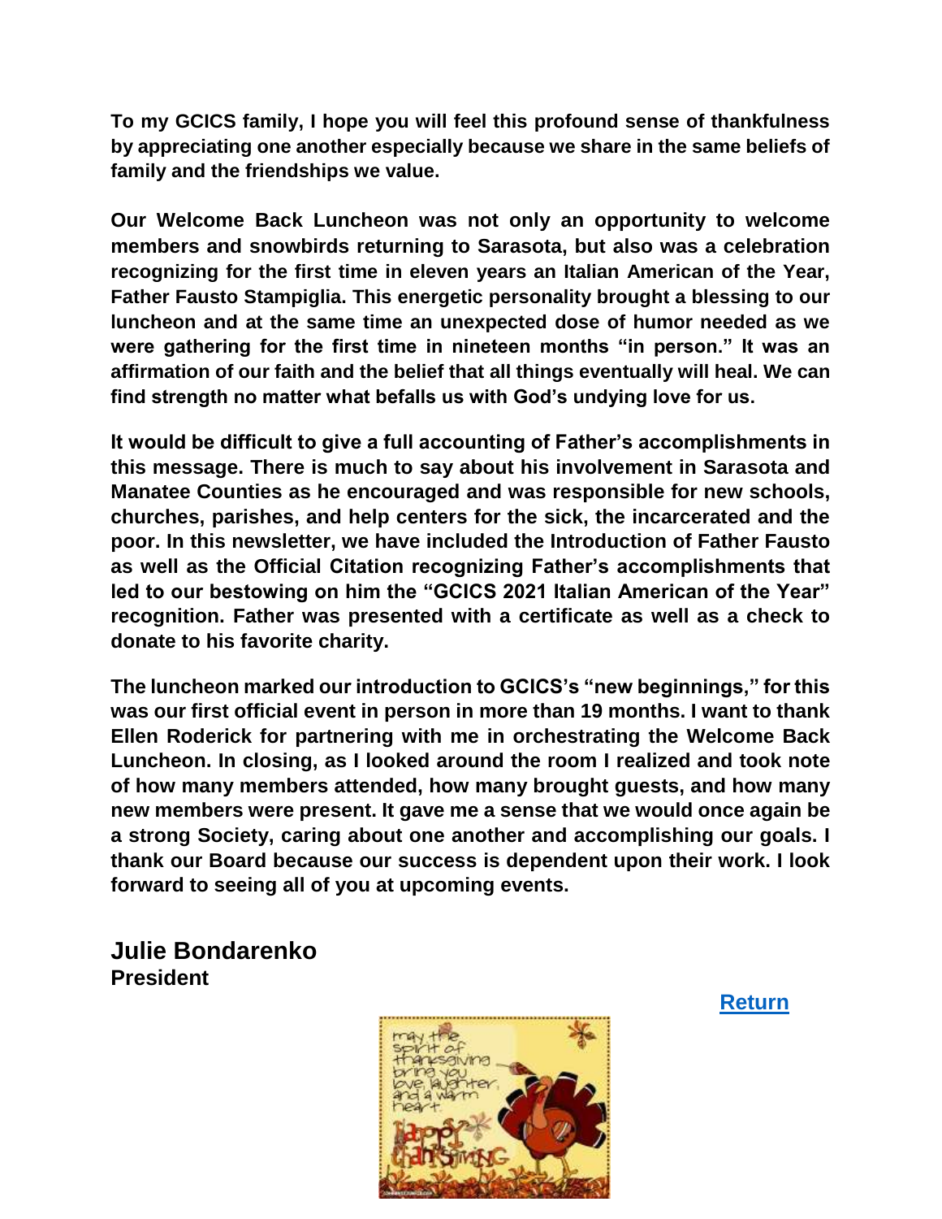**To my GCICS family, I hope you will feel this profound sense of thankfulness by appreciating one another especially because we share in the same beliefs of family and the friendships we value.**

**Our Welcome Back Luncheon was not only an opportunity to welcome members and snowbirds returning to Sarasota, but also was a celebration recognizing for the first time in eleven years an Italian American of the Year, Father Fausto Stampiglia. This energetic personality brought a blessing to our luncheon and at the same time an unexpected dose of humor needed as we were gathering for the first time in nineteen months "in person." It was an affirmation of our faith and the belief that all things eventually will heal. We can find strength no matter what befalls us with God's undying love for us.**

**It would be difficult to give a full accounting of Father's accomplishments in this message. There is much to say about his involvement in Sarasota and Manatee Counties as he encouraged and was responsible for new schools, churches, parishes, and help centers for the sick, the incarcerated and the poor. In this newsletter, we have included the Introduction of Father Fausto as well as the Official Citation recognizing Father's accomplishments that led to our bestowing on him the "GCICS 2021 Italian American of the Year" recognition. Father was presented with a certificate as well as a check to donate to his favorite charity.**

**The luncheon marked our introduction to GCICS's "new beginnings," for this was our first official event in person in more than 19 months. I want to thank Ellen Roderick for partnering with me in orchestrating the Welcome Back Luncheon. In closing, as I looked around the room I realized and took note of how many members attended, how many brought guests, and how many new members were present. It gave me a sense that we would once again be a strong Society, caring about one another and accomplishing our goals. I thank our Board because our success is dependent upon their work. I look forward to seeing all of you at upcoming events.**

**Julie Bondarenko**
**President**

**Return**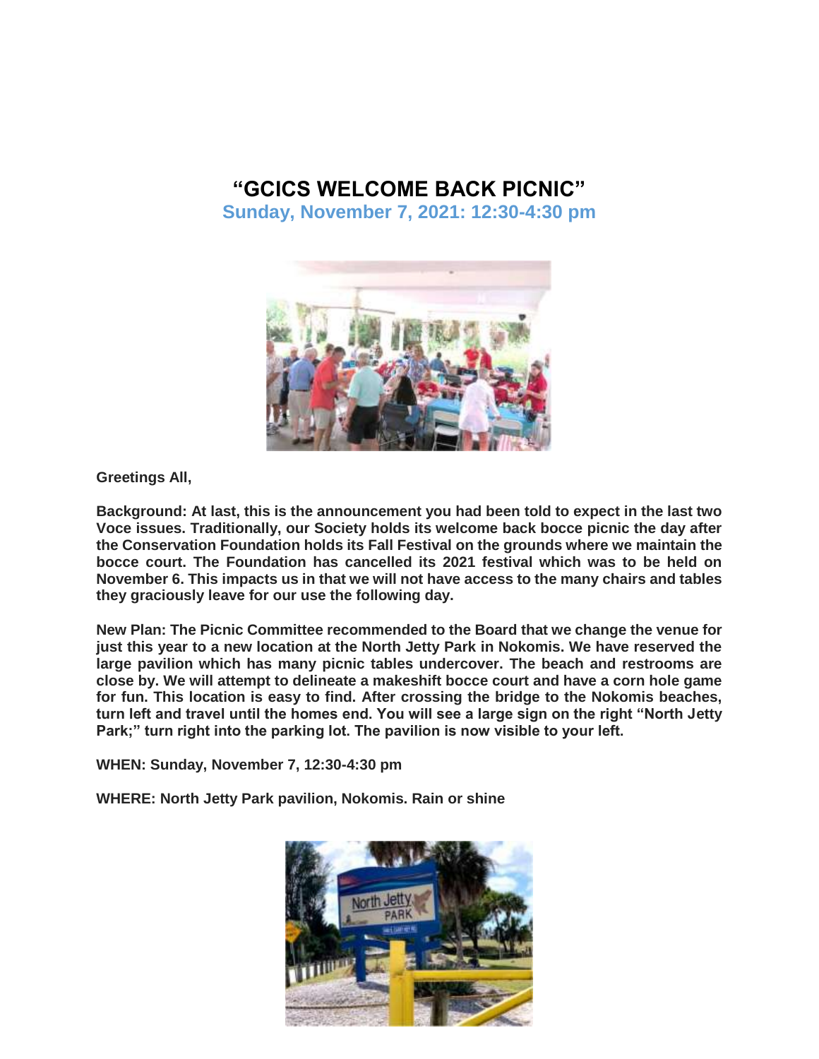# "GCICS WELCOME BACK PICNIC"

## Sunday, November 7, 2021: 12:30-4:30 pm

**Greetings All,**

**Background: At last, this is the announcement you had been told to expect in the last two Voce issues. Traditionally, our Society holds its welcome back bocce picnic the day after the Conservation Foundation holds its Fall Festival on the grounds where we maintain the bocce court. The Foundation has cancelled its 2021 festival which was to be held on November 6. This impacts us in that we will not have access to the many chairs and tables they graciously leave for our use the following day.**

**New Plan: The Picnic Committee recommended to the Board that we change the venue for just this year to a new location at the North Jetty Park in Nokomis. We have reserved the large pavilion which has many picnic tables undercover. The beach and restrooms are close by. We will attempt to delineate a makeshift bocce court and have a corn hole game for fun. This location is easy to find. After crossing the bridge to the Nokomis beaches, turn left and travel until the homes end. You will see a large sign on the right "North Jetty Park;" turn right into the parking lot. The pavilion is now visible to your left.**

**WHEN: Sunday, November 7, 12:30-4:30 pm**

**WHERE: North Jetty Park pavilion, Nokomis. Rain or shine**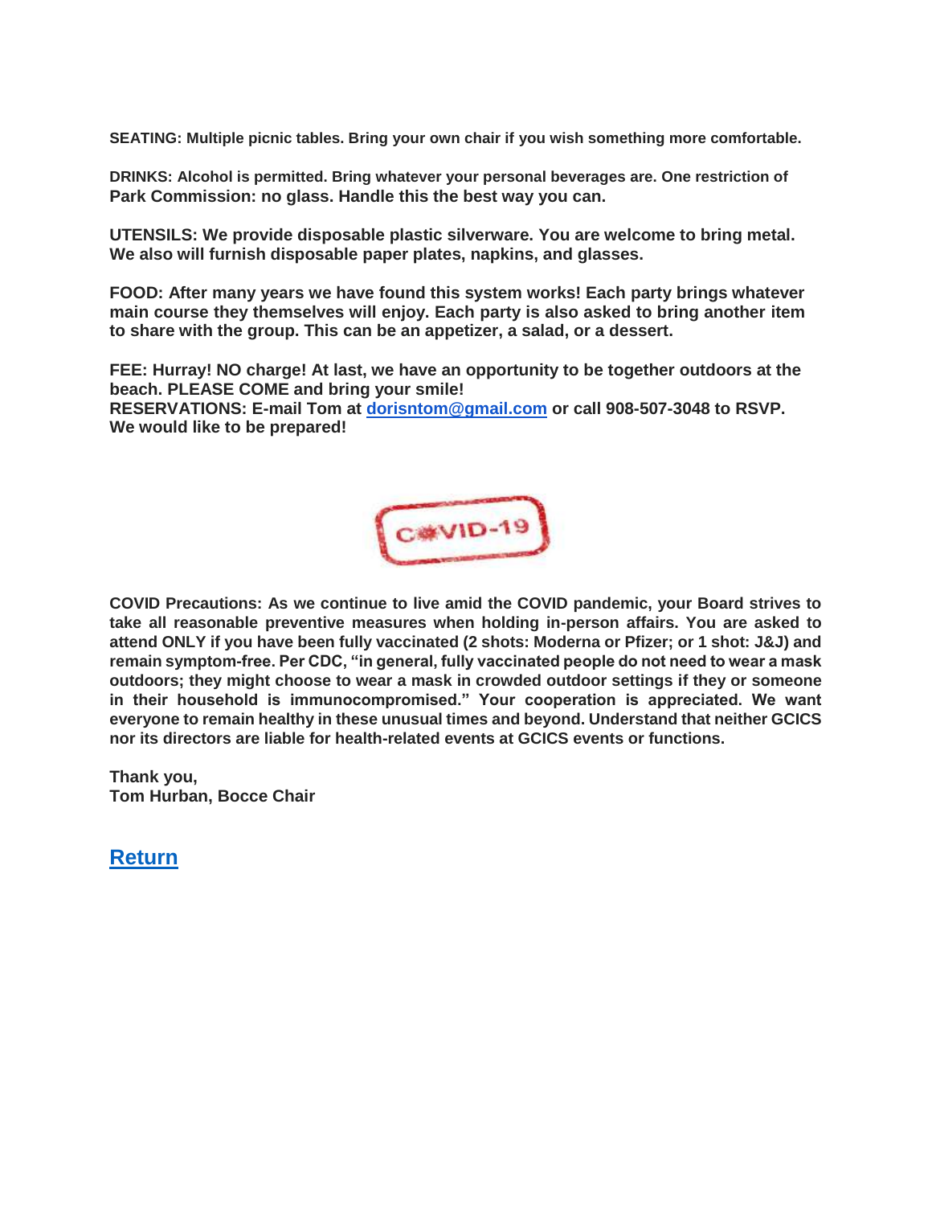**SEATING: Multiple picnic tables. Bring your own chair if you wish something more comfortable.**

**DRINKS: Alcohol is permitted. Bring whatever your personal beverages are. One restriction of Park Commission: no glass. Handle this the best way you can.**

**UTENSILS: We provide disposable plastic silverware. You are welcome to bring metal. We also will furnish disposable paper plates, napkins, and glasses.**

**FOOD: After many years we have found this system works! Each party brings whatever main course they themselves will enjoy. Each party is also asked to bring another item to share with the group. This can be an appetizer, a salad, or a dessert.**

**FEE: Hurray! NO charge! At last, we have an opportunity to be together outdoors at the beach. PLEASE COME and bring your smile!**
**RESERVATIONS: E-mail Tom at [dorisntom@gmail.com](mailto:dorisntom@gmail.com) or call 908-507-3048 to RSVP. We would like to be prepared!**

**COVID Precautions: As we continue to live amid the COVID pandemic, your Board strives to take all reasonable preventive measures when holding in-person affairs. You are asked to attend ONLY if you have been fully vaccinated (2 shots: Moderna or Pfizer; or 1 shot: J&J) and remain symptom-free. Per CDC, "in general, fully vaccinated people do not need to wear a mask outdoors; they might choose to wear a mask in crowded outdoor settings if they or someone in their household is immunocompromised." Your cooperation is appreciated. We want everyone to remain healthy in these unusual times and beyond. Understand that neither GCICS nor its directors are liable for health-related events at GCICS events or functions.**

**Thank you,**
**Tom Hurban, Bocce Chair**

**Return**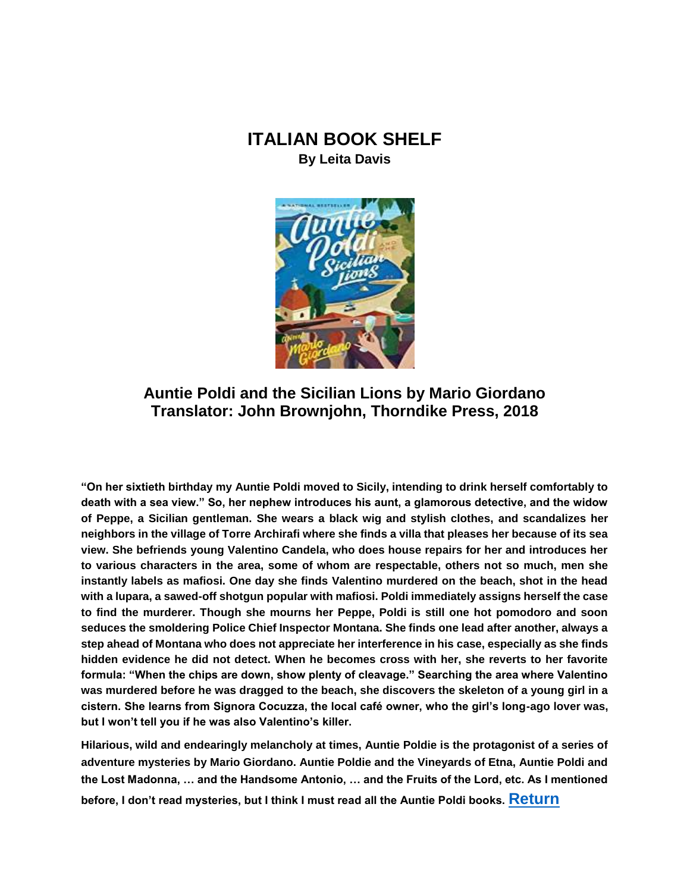# ITALIAN BOOK SHELF

**By Leita Davis**

## Auntie Poldi and the Sicilian Lions by Mario Giordano
## Translator: John Brownjohn, Thorndike Press, 2018

**"On her sixtieth birthday my Auntie Poldi moved to Sicily, intending to drink herself comfortably to death with a sea view." So, her nephew introduces his aunt, a glamorous detective, and the widow of Peppe, a Sicilian gentleman. She wears a black wig and stylish clothes, and scandalizes her neighbors in the village of Torre Archirafi where she finds a villa that pleases her because of its sea view. She befriends young Valentino Candela, who does house repairs for her and introduces her to various characters in the area, some of whom are respectable, others not so much, men she instantly labels as mafiosi. One day she finds Valentino murdered on the beach, shot in the head with a lupara, a sawed-off shotgun popular with mafiosi. Poldi immediately assigns herself the case to find the murderer. Though she mourns her Peppe, Poldi is still one hot pomodoro and soon seduces the smoldering Police Chief Inspector Montana. She finds one lead after another, always a step ahead of Montana who does not appreciate her interference in his case, especially as she finds hidden evidence he did not detect. When he becomes cross with her, she reverts to her favorite formula: "When the chips are down, show plenty of cleavage." Searching the area where Valentino was murdered before he was dragged to the beach, she discovers the skeleton of a young girl in a cistern. She learns from Signora Cocuzza, the local café owner, who the girl's long-ago lover was, but I won't tell you if he was also Valentino's killer.**

**Hilarious, wild and endearingly melancholy at times, Auntie Poldie is the protagonist of a series of adventure mysteries by Mario Giordano. Auntie Poldie and the Vineyards of Etna, Auntie Poldi and the Lost Madonna, … and the Handsome Antonio, … and the Fruits of the Lord, etc. As I mentioned before, I don't read mysteries, but I think I must read all the Auntie Poldi books.** Return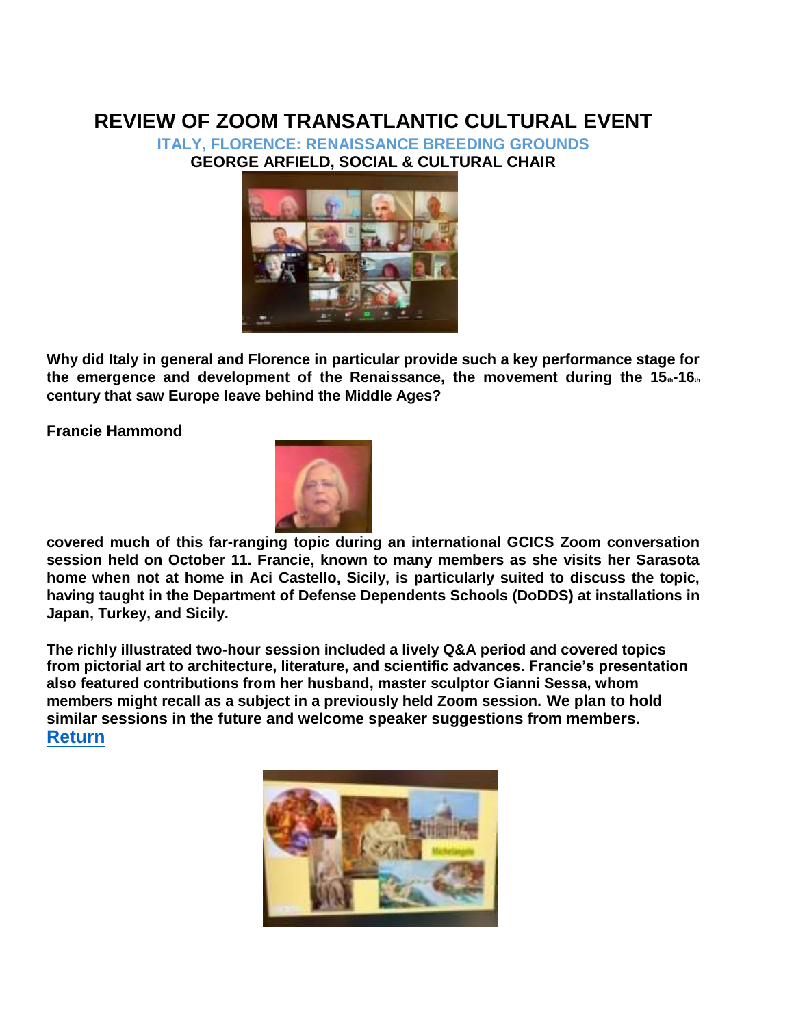# REVIEW OF ZOOM TRANSATLANTIC CULTURAL EVENT

**ITALY, FLORENCE: RENAISSANCE BREEDING GROUNDS**

**GEORGE ARFIELD, SOCIAL & CULTURAL CHAIR**

**Why did Italy in general and Florence in particular provide such a key performance stage for the emergence and development of the Renaissance, the movement during the 15th-16th century that saw Europe leave behind the Middle Ages?**

**Francie Hammond**

**covered much of this far-ranging topic during an international GCICS Zoom conversation session held on October 11. Francie, known to many members as she visits her Sarasota home when not at home in Aci Castello, Sicily, is particularly suited to discuss the topic, having taught in the Department of Defense Dependents Schools (DoDDS) at installations in Japan, Turkey, and Sicily.**

**The richly illustrated two-hour session included a lively Q&A period and covered topics from pictorial art to architecture, literature, and scientific advances. Francie's presentation also featured contributions from her husband, master sculptor Gianni Sessa, whom members might recall as a subject in a previously held Zoom session. We plan to hold similar sessions in the future and welcome speaker suggestions from members.**

**Return**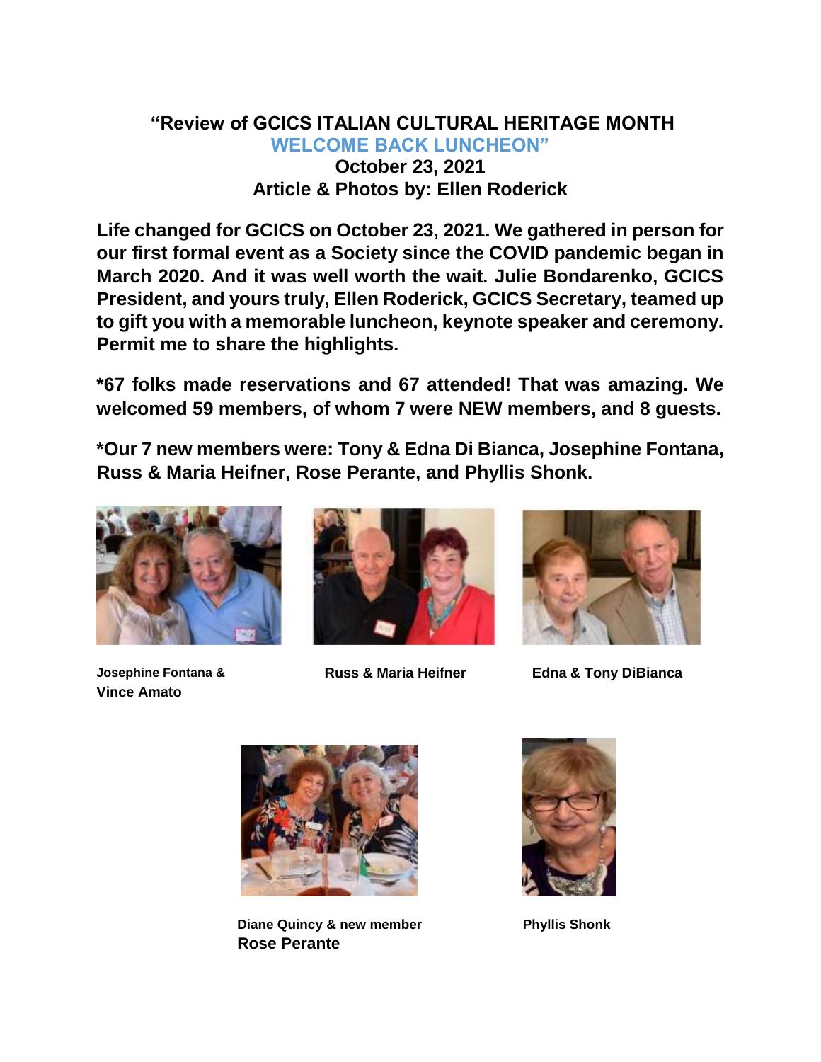# "Review of GCICS ITALIAN CULTURAL HERITAGE MONTH WELCOME BACK LUNCHEON"

**October 23, 2021**

**Article & Photos by: Ellen Roderick**

**Life changed for GCICS on October 23, 2021. We gathered in person for our first formal event as a Society since the COVID pandemic began in March 2020. And it was well worth the wait. Julie Bondarenko, GCICS President, and yours truly, Ellen Roderick, GCICS Secretary, teamed up to gift you with a memorable luncheon, keynote speaker and ceremony. Permit me to share the highlights.**

**\*67 folks made reservations and 67 attended! That was amazing. We welcomed 59 members, of whom 7 were NEW members, and 8 guests.**

**\*Our 7 new members were: Tony & Edna Di Bianca, Josephine Fontana, Russ & Maria Heifner, Rose Perante, and Phyllis Shonk.**

**Josephine Fontana & Vince Amato**

**Russ & Maria Heifner**

**Edna & Tony DiBianca**

**Diane Quincy & new member Rose Perante**

**Phyllis Shonk**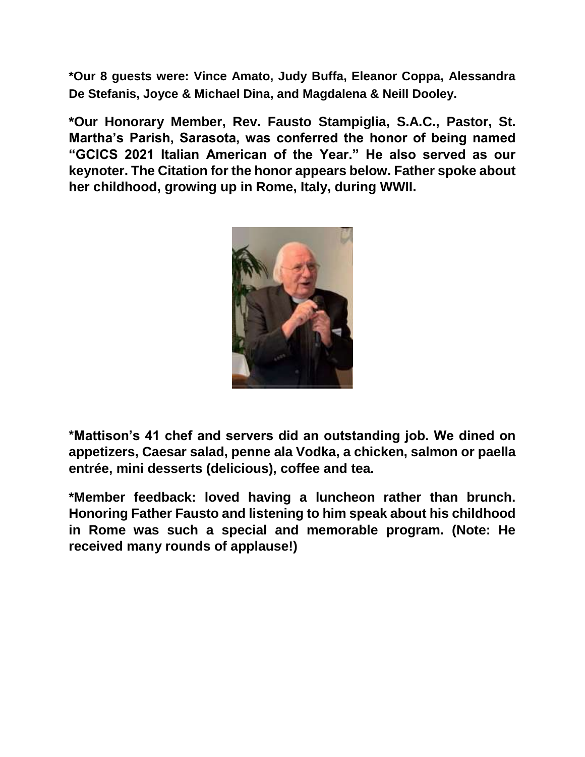**\*Our 8 guests were: Vince Amato, Judy Buffa, Eleanor Coppa, Alessandra De Stefanis, Joyce & Michael Dina, and Magdalena & Neill Dooley.**

**\*Our Honorary Member, Rev. Fausto Stampiglia, S.A.C., Pastor, St. Martha's Parish, Sarasota, was conferred the honor of being named "GCICS 2021 Italian American of the Year." He also served as our keynoter. The Citation for the honor appears below. Father spoke about her childhood, growing up in Rome, Italy, during WWII.**

**\*Mattison's 41 chef and servers did an outstanding job. We dined on appetizers, Caesar salad, penne ala Vodka, a chicken, salmon or paella entrée, mini desserts (delicious), coffee and tea.**

**\*Member feedback: loved having a luncheon rather than brunch. Honoring Father Fausto and listening to him speak about his childhood in Rome was such a special and memorable program. (Note: He received many rounds of applause!)**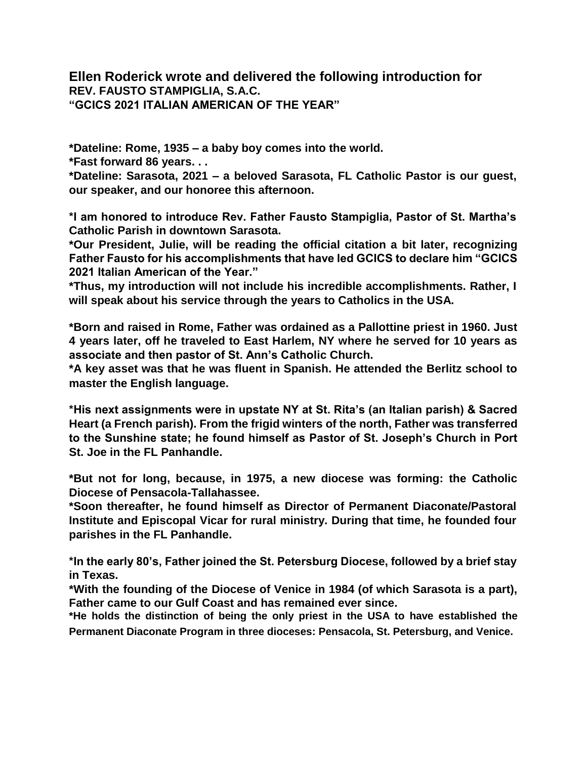**Ellen Roderick wrote and delivered the following introduction for**
**REV. FAUSTO STAMPIGLIA, S.A.C.**
**"GCICS 2021 ITALIAN AMERICAN OF THE YEAR"**

**\*Dateline: Rome, 1935 – a baby boy comes into the world.**
**\*Fast forward 86 years. . .**
**\*Dateline: Sarasota, 2021 – a beloved Sarasota, FL Catholic Pastor is our guest, our speaker, and our honoree this afternoon.**

**\*I am honored to introduce Rev. Father Fausto Stampiglia, Pastor of St. Martha's Catholic Parish in downtown Sarasota.**
**\*Our President, Julie, will be reading the official citation a bit later, recognizing Father Fausto for his accomplishments that have led GCICS to declare him "GCICS 2021 Italian American of the Year."**
**\*Thus, my introduction will not include his incredible accomplishments. Rather, I will speak about his service through the years to Catholics in the USA.**

**\*Born and raised in Rome, Father was ordained as a Pallottine priest in 1960. Just 4 years later, off he traveled to East Harlem, NY where he served for 10 years as associate and then pastor of St. Ann's Catholic Church.**
**\*A key asset was that he was fluent in Spanish. He attended the Berlitz school to master the English language.**

**\*His next assignments were in upstate NY at St. Rita's (an Italian parish) & Sacred Heart (a French parish). From the frigid winters of the north, Father was transferred to the Sunshine state; he found himself as Pastor of St. Joseph's Church in Port St. Joe in the FL Panhandle.**

**\*But not for long, because, in 1975, a new diocese was forming: the Catholic Diocese of Pensacola-Tallahassee.**
**\*Soon thereafter, he found himself as Director of Permanent Diaconate/Pastoral Institute and Episcopal Vicar for rural ministry. During that time, he founded four parishes in the FL Panhandle.**

**\*In the early 80's, Father joined the St. Petersburg Diocese, followed by a brief stay in Texas.**
**\*With the founding of the Diocese of Venice in 1984 (of which Sarasota is a part), Father came to our Gulf Coast and has remained ever since.**
**\*He holds the distinction of being the only priest in the USA to have established the Permanent Diaconate Program in three dioceses: Pensacola, St. Petersburg, and Venice.**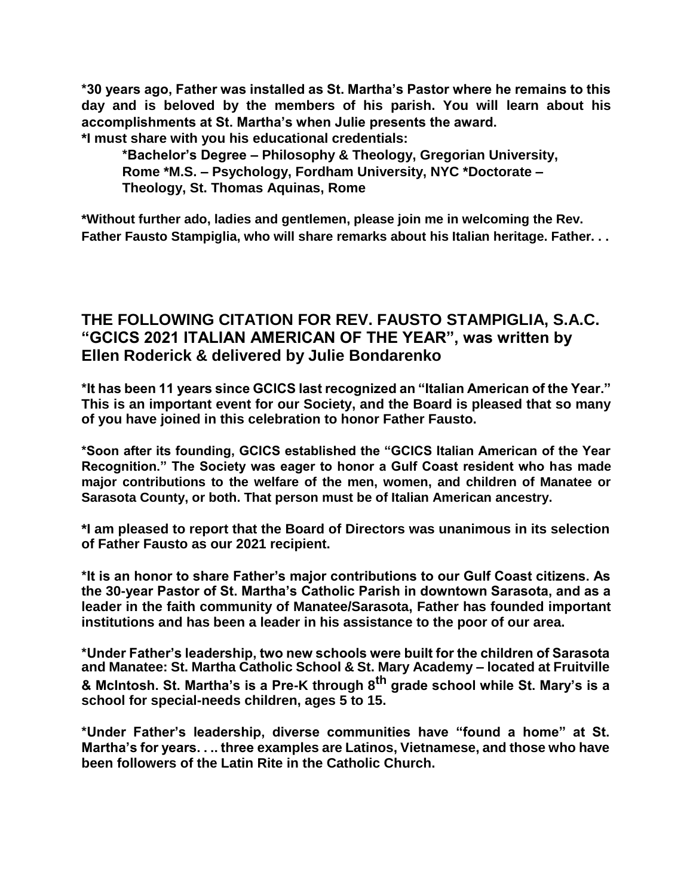**\*30 years ago, Father was installed as St. Martha's Pastor where he remains to this day and is beloved by the members of his parish. You will learn about his accomplishments at St. Martha's when Julie presents the award.**
**\*I must share with you his educational credentials:**

> **\*Bachelor's Degree – Philosophy & Theology, Gregorian University, Rome \*M.S. – Psychology, Fordham University, NYC \*Doctorate – Theology, St. Thomas Aquinas, Rome**

**\*Without further ado, ladies and gentlemen, please join me in welcoming the Rev. Father Fausto Stampiglia, who will share remarks about his Italian heritage. Father. . .**

## THE FOLLOWING CITATION FOR REV. FAUSTO STAMPIGLIA, S.A.C. "GCICS 2021 ITALIAN AMERICAN OF THE YEAR", was written by Ellen Roderick & delivered by Julie Bondarenko

**\*It has been 11 years since GCICS last recognized an "Italian American of the Year." This is an important event for our Society, and the Board is pleased that so many of you have joined in this celebration to honor Father Fausto.**

**\*Soon after its founding, GCICS established the "GCICS Italian American of the Year Recognition." The Society was eager to honor a Gulf Coast resident who has made major contributions to the welfare of the men, women, and children of Manatee or Sarasota County, or both. That person must be of Italian American ancestry.**

**\*I am pleased to report that the Board of Directors was unanimous in its selection of Father Fausto as our 2021 recipient.**

**\*It is an honor to share Father's major contributions to our Gulf Coast citizens. As the 30-year Pastor of St. Martha's Catholic Parish in downtown Sarasota, and as a leader in the faith community of Manatee/Sarasota, Father has founded important institutions and has been a leader in his assistance to the poor of our area.**

**\*Under Father's leadership, two new schools were built for the children of Sarasota and Manatee: St. Martha Catholic School & St. Mary Academy – located at Fruitville & McIntosh. St. Martha's is a Pre-K through 8th grade school while St. Mary's is a school for special-needs children, ages 5 to 15.**

**\*Under Father's leadership, diverse communities have "found a home" at St. Martha's for years. . .. three examples are Latinos, Vietnamese, and those who have been followers of the Latin Rite in the Catholic Church.**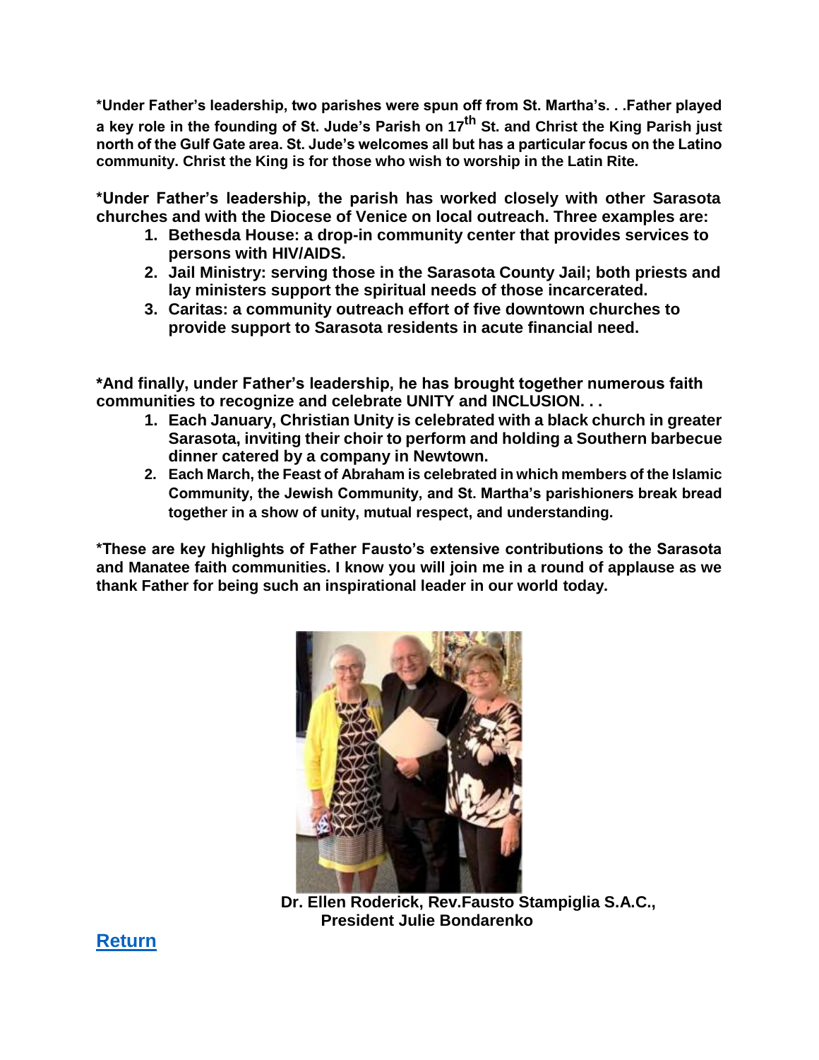**\*Under Father's leadership, two parishes were spun off from St. Martha's. . .Father played a key role in the founding of St. Jude's Parish on 17th St. and Christ the King Parish just north of the Gulf Gate area. St. Jude's welcomes all but has a particular focus on the Latino community. Christ the King is for those who wish to worship in the Latin Rite.**

**\*Under Father's leadership, the parish has worked closely with other Sarasota churches and with the Diocese of Venice on local outreach. Three examples are:**

1. **Bethesda House: a drop-in community center that provides services to persons with HIV/AIDS.**
2. **Jail Ministry: serving those in the Sarasota County Jail; both priests and lay ministers support the spiritual needs of those incarcerated.**
3. **Caritas: a community outreach effort of five downtown churches to provide support to Sarasota residents in acute financial need.**

**\*And finally, under Father's leadership, he has brought together numerous faith communities to recognize and celebrate UNITY and INCLUSION. . .**

1. **Each January, Christian Unity is celebrated with a black church in greater Sarasota, inviting their choir to perform and holding a Southern barbecue dinner catered by a company in Newtown.**
2. **Each March, the Feast of Abraham is celebrated in which members of the Islamic Community, the Jewish Community, and St. Martha's parishioners break bread together in a show of unity, mutual respect, and understanding.**

**\*These are key highlights of Father Fausto's extensive contributions to the Sarasota and Manatee faith communities. I know you will join me in a round of applause as we thank Father for being such an inspirational leader in our world today.**

**Dr. Ellen Roderick, Rev.Fausto Stampiglia S.A.C., President Julie Bondarenko**

**Return**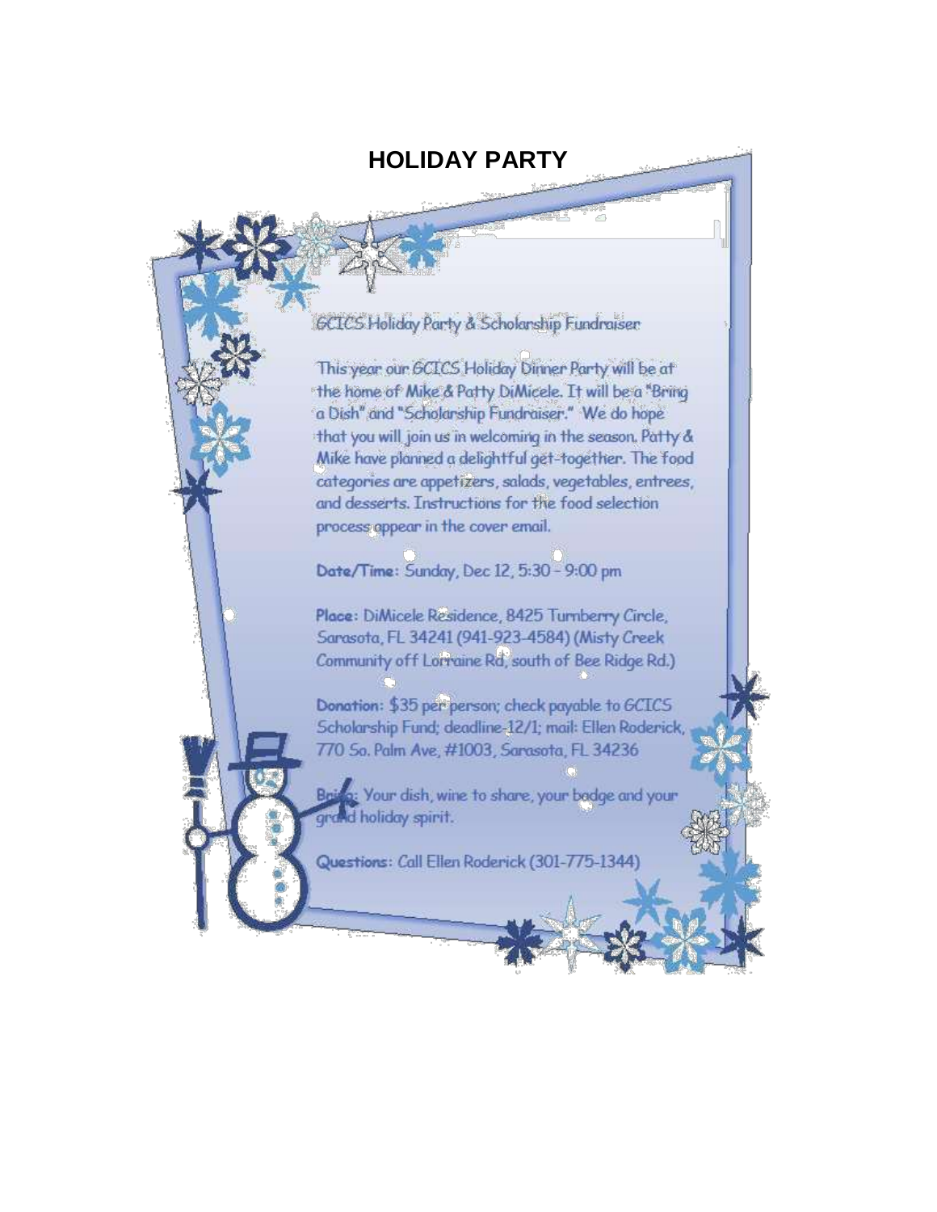# HOLIDAY PARTY

GCICS Holiday Party & Scholarship Fundraiser

This year our GCICS Holiday Dinner Party will be at the home of Mike & Patty DiMicele. It will be a "Bring a Dish" and "Scholarship Fundraiser." We do hope that you will join us in welcoming in the season. Patty & Mike have planned a delightful get-together. The food categories are appetizers, salads, vegetables, entrees, and desserts. Instructions for the food selection process appear in the cover email.

**Date/Time:** Sunday, Dec 12, 5:30 - 9:00 pm

**Place:** DiMicele Residence, 8425 Turnberry Circle, Sarasota, FL 34241 (941-923-4584) (Misty Creek Community off Lorraine Rd, south of Bee Ridge Rd.)

**Donation:** $35 per person; check payable to GCICS Scholarship Fund; deadline 12/1; mail: Ellen Roderick, 770 So. Palm Ave, #1003, Sarasota, FL 34236

**Bring:** Your dish, wine to share, your badge and your grand holiday spirit.

**Questions:** Call Ellen Roderick (301-775-1344)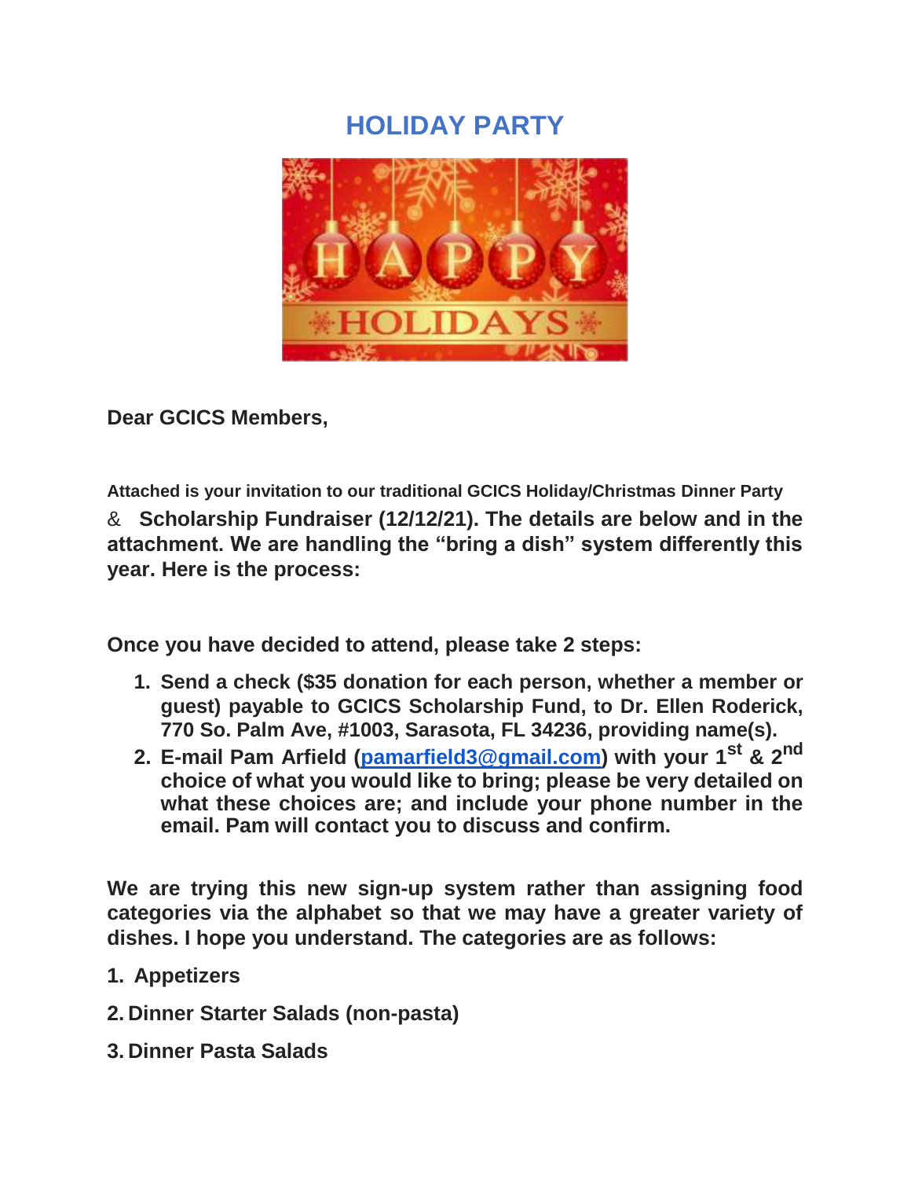# HOLIDAY PARTY

**Dear GCICS Members,**

**Attached is your invitation to our traditional GCICS Holiday/Christmas Dinner Party & Scholarship Fundraiser (12/12/21). The details are below and in the attachment. We are handling the "bring a dish" system differently this year. Here is the process:**

**Once you have decided to attend, please take 2 steps:**

1. **Send a check ($35 donation for each person, whether a member or guest) payable to GCICS Scholarship Fund, to Dr. Ellen Roderick, 770 So. Palm Ave, #1003, Sarasota, FL 34236, providing name(s).**
2. **E-mail Pam Arfield ([pamarfield3@gmail.com](mailto:pamarfield3@gmail.com)) with your 1st & 2nd choice of what you would like to bring; please be very detailed on what these choices are; and include your phone number in the email. Pam will contact you to discuss and confirm.**

**We are trying this new sign-up system rather than assigning food categories via the alphabet so that we may have a greater variety of dishes. I hope you understand. The categories are as follows:**

1. **Appetizers**
2. **Dinner Starter Salads (non-pasta)**
3. **Dinner Pasta Salads**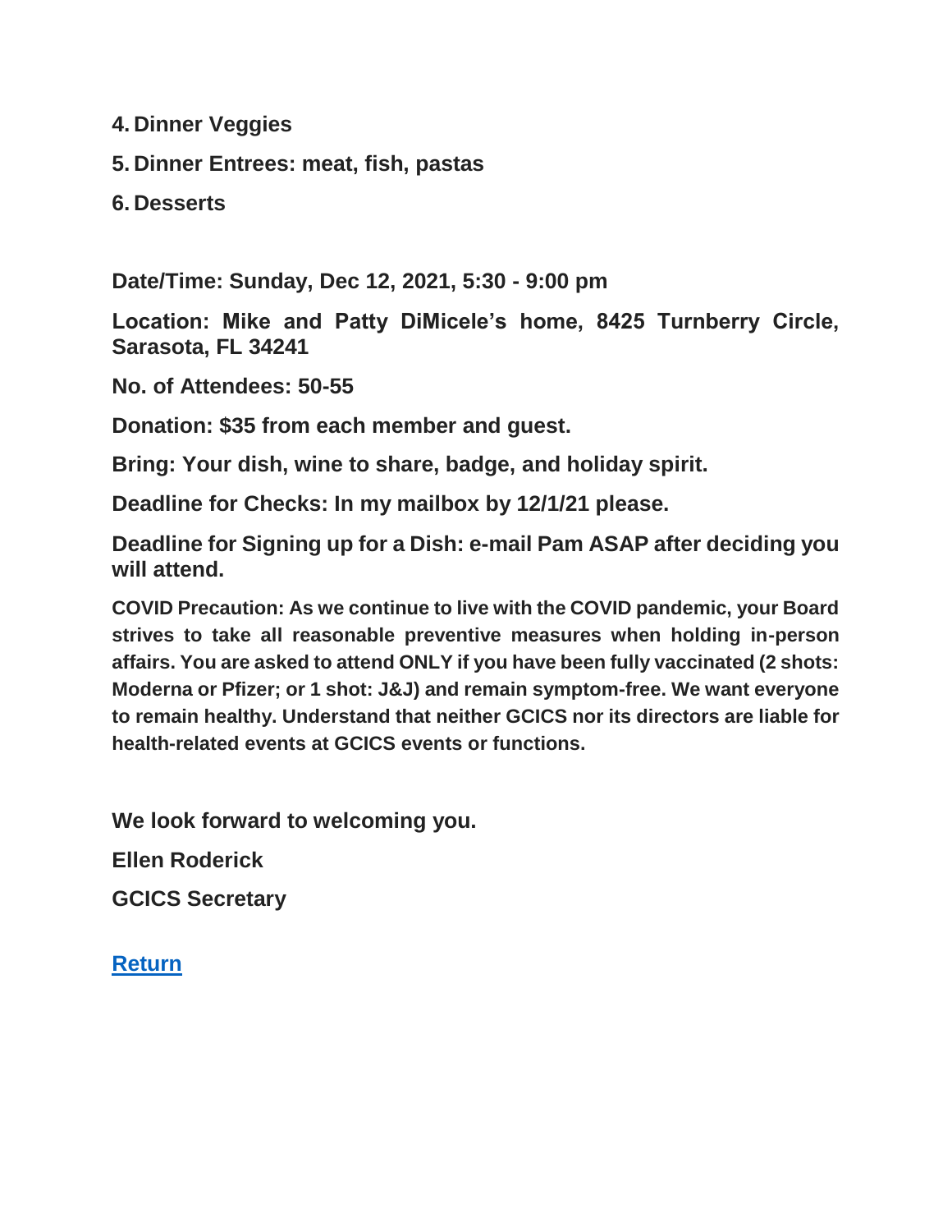4. **Dinner Veggies**
5. **Dinner Entrees: meat, fish, pastas**
6. **Desserts**

**Date/Time: Sunday, Dec 12, 2021, 5:30 - 9:00 pm**

**Location: Mike and Patty DiMicele's home, 8425 Turnberry Circle, Sarasota, FL 34241**

**No. of Attendees: 50-55**

**Donation: $35 from each member and guest.**

**Bring: Your dish, wine to share, badge, and holiday spirit.**

**Deadline for Checks: In my mailbox by 12/1/21 please.**

**Deadline for Signing up for a Dish: e-mail Pam ASAP after deciding you will attend.**

**COVID Precaution: As we continue to live with the COVID pandemic, your Board strives to take all reasonable preventive measures when holding in-person affairs. You are asked to attend ONLY if you have been fully vaccinated (2 shots: Moderna or Pfizer; or 1 shot: J&J) and remain symptom-free. We want everyone to remain healthy. Understand that neither GCICS nor its directors are liable for health-related events at GCICS events or functions.**

**We look forward to welcoming you.**

**Ellen Roderick**

**GCICS Secretary**

**Return**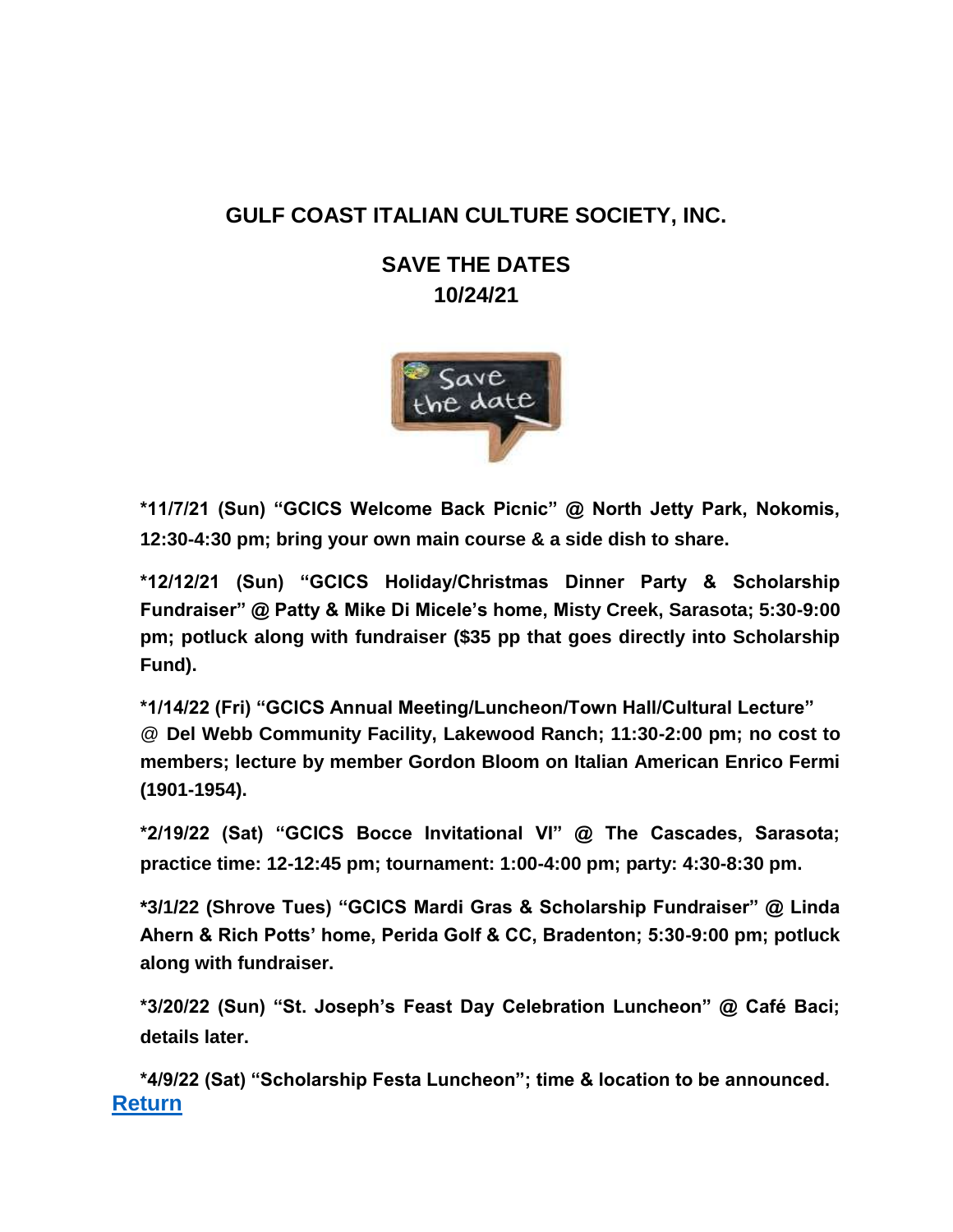## GULF COAST ITALIAN CULTURE SOCIETY, INC.

### SAVE THE DATES
### 10/24/21

**\*11/7/21 (Sun) "GCICS Welcome Back Picnic" @ North Jetty Park, Nokomis, 12:30-4:30 pm; bring your own main course & a side dish to share.**

**\*12/12/21 (Sun) "GCICS Holiday/Christmas Dinner Party & Scholarship Fundraiser" @ Patty & Mike Di Micele's home, Misty Creek, Sarasota; 5:30-9:00 pm; potluck along with fundraiser ($35 pp that goes directly into Scholarship Fund).**

**\*1/14/22 (Fri) "GCICS Annual Meeting/Luncheon/Town Hall/Cultural Lecture" @ Del Webb Community Facility, Lakewood Ranch; 11:30-2:00 pm; no cost to members; lecture by member Gordon Bloom on Italian American Enrico Fermi (1901-1954).**

**\*2/19/22 (Sat) "GCICS Bocce Invitational VI" @ The Cascades, Sarasota; practice time: 12-12:45 pm; tournament: 1:00-4:00 pm; party: 4:30-8:30 pm.**

**\*3/1/22 (Shrove Tues) "GCICS Mardi Gras & Scholarship Fundraiser" @ Linda Ahern & Rich Potts' home, Perida Golf & CC, Bradenton; 5:30-9:00 pm; potluck along with fundraiser.**

**\*3/20/22 (Sun) "St. Joseph's Feast Day Celebration Luncheon" @ Café Baci; details later.**

**\*4/9/22 (Sat) "Scholarship Festa Luncheon"; time & location to be announced.**

**Return**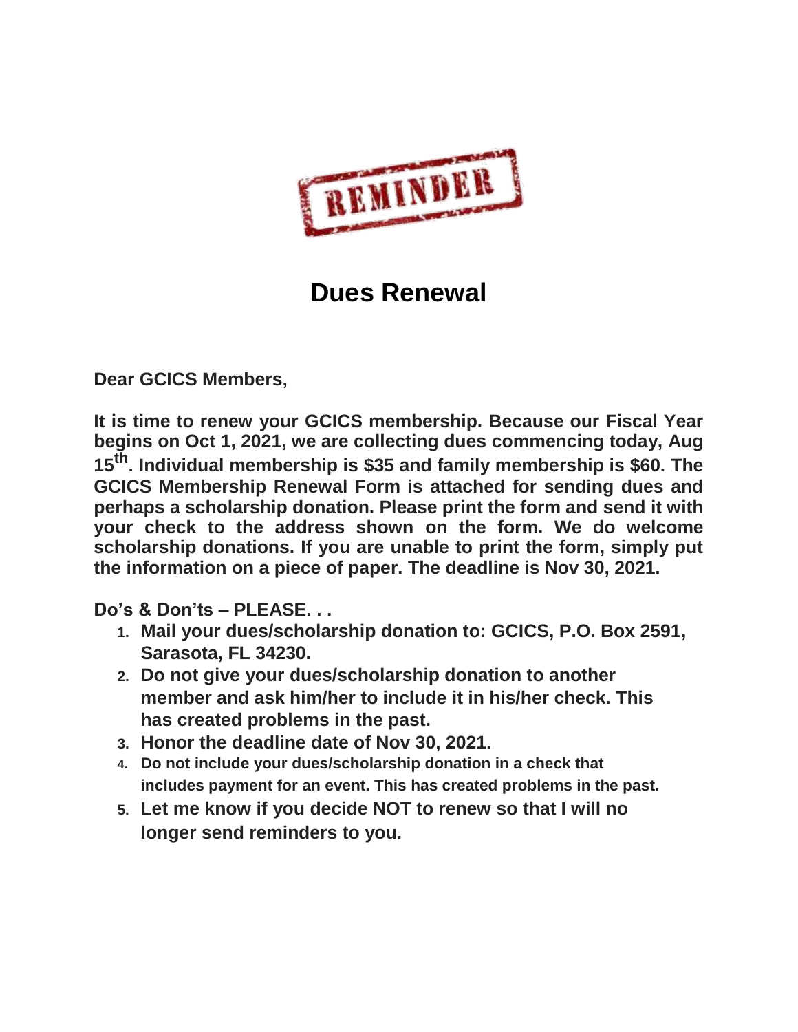REMINDER

# Dues Renewal

**Dear GCICS Members,**

**It is time to renew your GCICS membership. Because our Fiscal Year begins on Oct 1, 2021, we are collecting dues commencing today, Aug 15th. Individual membership is $35 and family membership is $60. The GCICS Membership Renewal Form is attached for sending dues and perhaps a scholarship donation. Please print the form and send it with your check to the address shown on the form. We do welcome scholarship donations. If you are unable to print the form, simply put the information on a piece of paper. The deadline is Nov 30, 2021.**

**Do's & Don'ts – PLEASE. . .**

1. **Mail your dues/scholarship donation to: GCICS, P.O. Box 2591, Sarasota, FL 34230.**
2. **Do not give your dues/scholarship donation to another member and ask him/her to include it in his/her check. This has created problems in the past.**
3. **Honor the deadline date of Nov 30, 2021.**
4. **Do not include your dues/scholarship donation in a check that includes payment for an event. This has created problems in the past.**
5. **Let me know if you decide NOT to renew so that I will no longer send reminders to you.**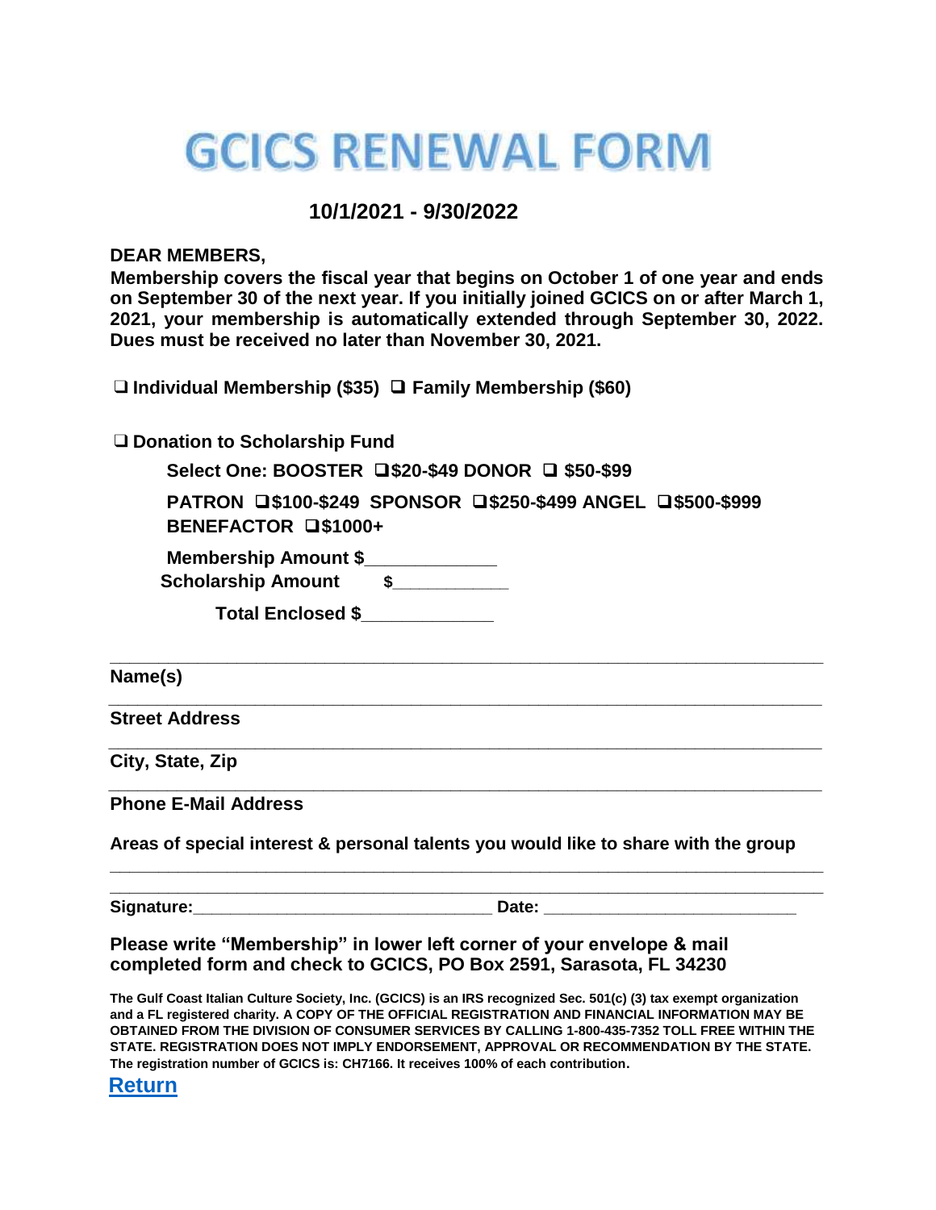# GCICS RENEWAL FORM

**10/1/2021 - 9/30/2022**

**DEAR MEMBERS,**

**Membership covers the fiscal year that begins on October 1 of one year and ends on September 30 of the next year. If you initially joined GCICS on or after March 1, 2021, your membership is automatically extended through September 30, 2022. Dues must be received no later than November 30, 2021.**

**❑ Individual Membership ($35) ❑ Family Membership ($60)**

**❑ Donation to Scholarship Fund**

**Select One: BOOSTER ❑$20-$49 DONOR ❑ $50-$99**

**PATRON ❑$100-$249 SPONSOR ❑$250-$499 ANGEL ❑$500-$999**
**BENEFACTOR ❑$1000+**

**Membership Amount $____________**
**Scholarship Amount $___________**

**Total Enclosed $____________**

______________________________________________________________

**Name(s)**

______________________________________________________________

**Street Address**

______________________________________________________________

**City, State, Zip**

______________________________________________________________

**Phone E-Mail Address**

**Areas of special interest & personal talents you would like to share with the group**

______________________________________________________________

______________________________________________________________

**Signature:______________________________ Date: _________________________**

**Please write "Membership" in lower left corner of your envelope & mail completed form and check to GCICS, PO Box 2591, Sarasota, FL 34230**

**The Gulf Coast Italian Culture Society, Inc. (GCICS) is an IRS recognized Sec. 501(c) (3) tax exempt organization and a FL registered charity. A COPY OF THE OFFICIAL REGISTRATION AND FINANCIAL INFORMATION MAY BE OBTAINED FROM THE DIVISION OF CONSUMER SERVICES BY CALLING 1-800-435-7352 TOLL FREE WITHIN THE STATE. REGISTRATION DOES NOT IMPLY ENDORSEMENT, APPROVAL OR RECOMMENDATION BY THE STATE. The registration number of GCICS is: CH7166. It receives 100% of each contribution.**

**Return**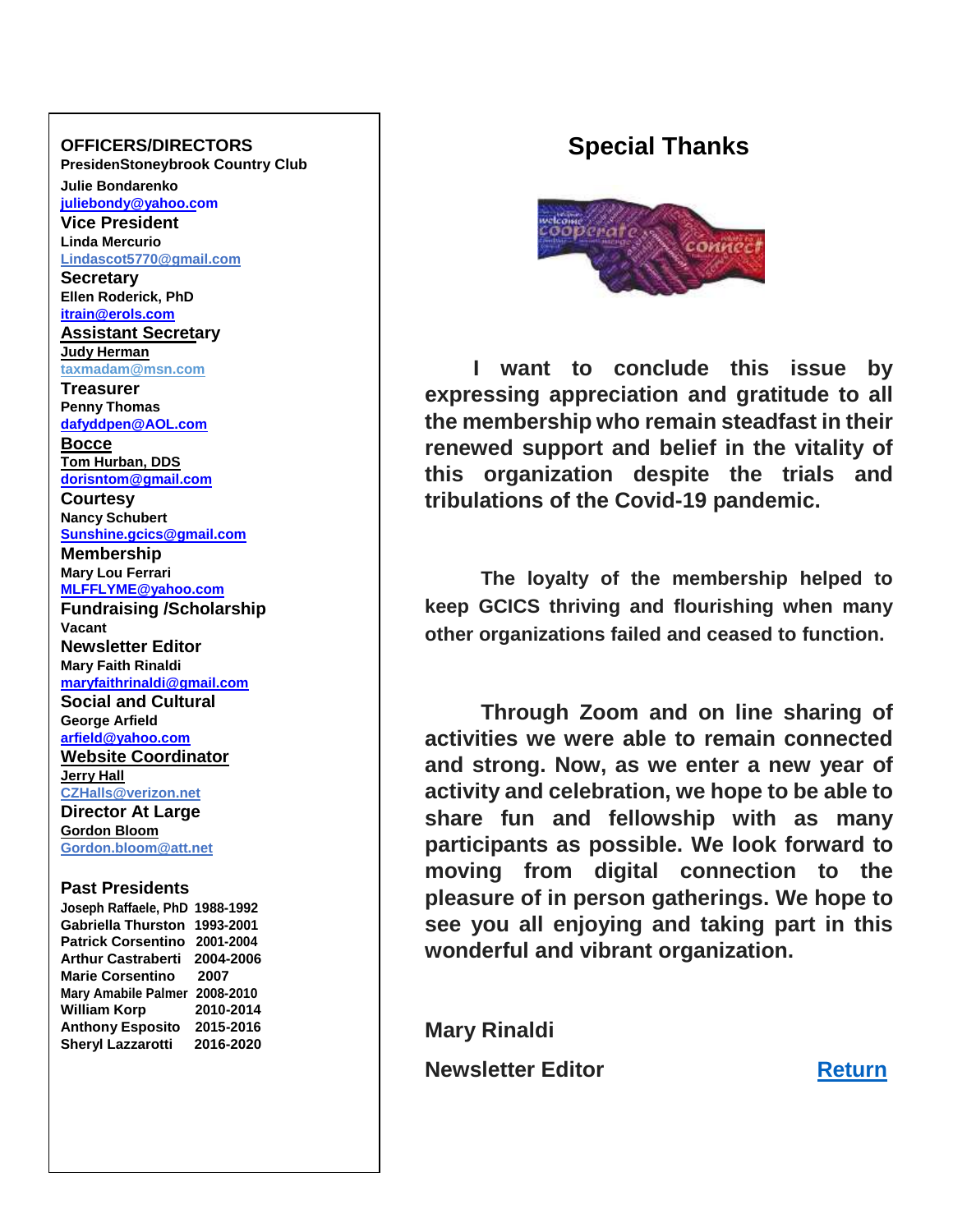**OFFICERS/DIRECTORS**

**PresidenStoneybrook Country Club**

**Julie Bondarenko**

juliebondy@yahoo.com

**Vice President**

**Linda Mercurio**

Lindascot5770@gmail.com

**Secretary**

**Ellen Roderick, PhD**

itrain@erols.com

**Assistant Secretary**

**Judy Herman**

taxmadam@msn.com

**Treasurer**

**Penny Thomas**

dafyddpen@AOL.com

**Bocce**

**Tom Hurban, DDS**

dorisntom@gmail.com

**Courtesy**

**Nancy Schubert**

Sunshine.gcics@gmail.com

**Membership**

**Mary Lou Ferrari**

MLFFLYME@yahoo.com

**Fundraising /Scholarship**

**Vacant**

**Newsletter Editor**

**Mary Faith Rinaldi**

maryfaithrinaldi@gmail.com

**Social and Cultural**

**George Arfield**

arfield@yahoo.com

**Website Coordinator**

**Jerry Hall**

CZHalls@verizon.net

**Director At Large**

**Gordon Bloom**

Gordon.bloom@att.net

**Past Presidents**

| | |
|---|---|
| Joseph Raffaele, PhD | 1988-1992 |
| Gabriella Thurston | 1993-2001 |
| Patrick Corsentino | 2001-2004 |
| Arthur Castraberti | 2004-2006 |
| Marie Corsentino | 2007 |
| Mary Amabile Palmer | 2008-2010 |
| William Korp | 2010-2014 |
| Anthony Esposito | 2015-2016 |
| Sheryl Lazzarotti | 2016-2020 |

# Special Thanks

**I want to conclude this issue by expressing appreciation and gratitude to all the membership who remain steadfast in their renewed support and belief in the vitality of this organization despite the trials and tribulations of the Covid-19 pandemic.**

**The loyalty of the membership helped to keep GCICS thriving and flourishing when many other organizations failed and ceased to function.**

**Through Zoom and on line sharing of activities we were able to remain connected and strong. Now, as we enter a new year of activity and celebration, we hope to be able to share fun and fellowship with as many participants as possible. We look forward to moving from digital connection to the pleasure of in person gatherings. We hope to see you all enjoying and taking part in this wonderful and vibrant organization.**

**Mary Rinaldi**

**Newsletter Editor**

**Return**